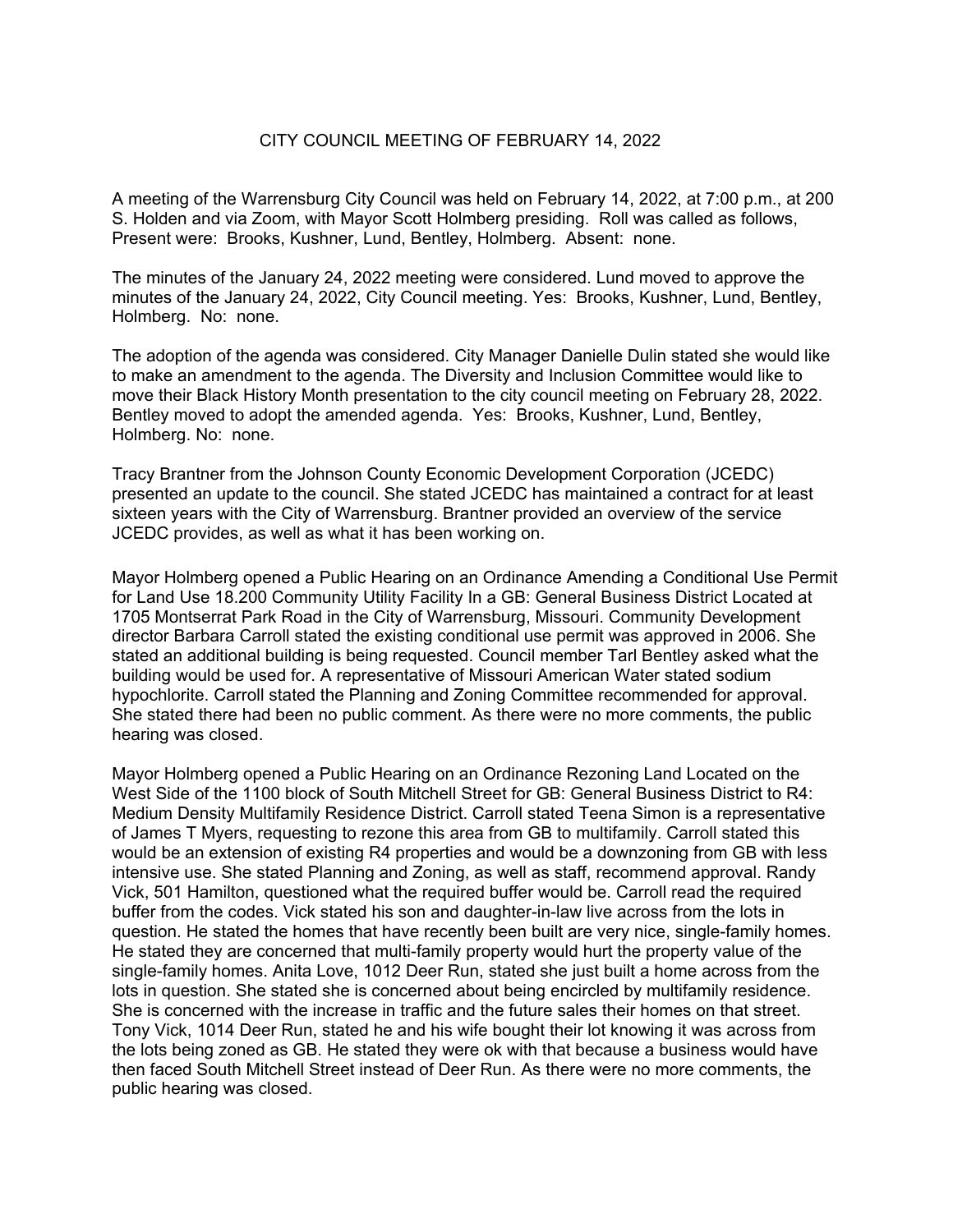# CITY COUNCIL MEETING OF FEBRUARY 14, 2022

A meeting of the Warrensburg City Council was held on February 14, 2022, at 7:00 p.m., at 200 S. Holden and via Zoom, with Mayor Scott Holmberg presiding. Roll was called as follows, Present were: Brooks, Kushner, Lund, Bentley, Holmberg. Absent: none.

The minutes of the January 24, 2022 meeting were considered. Lund moved to approve the minutes of the January 24, 2022, City Council meeting. Yes: Brooks, Kushner, Lund, Bentley, Holmberg. No: none.

The adoption of the agenda was considered. City Manager Danielle Dulin stated she would like to make an amendment to the agenda. The Diversity and Inclusion Committee would like to move their Black History Month presentation to the city council meeting on February 28, 2022. Bentley moved to adopt the amended agenda. Yes: Brooks, Kushner, Lund, Bentley, Holmberg. No: none.

Tracy Brantner from the Johnson County Economic Development Corporation (JCEDC) presented an update to the council. She stated JCEDC has maintained a contract for at least sixteen years with the City of Warrensburg. Brantner provided an overview of the service JCEDC provides, as well as what it has been working on.

Mayor Holmberg opened a Public Hearing on an Ordinance Amending a Conditional Use Permit for Land Use 18.200 Community Utility Facility In a GB: General Business District Located at 1705 Montserrat Park Road in the City of Warrensburg, Missouri. Community Development director Barbara Carroll stated the existing conditional use permit was approved in 2006. She stated an additional building is being requested. Council member Tarl Bentley asked what the building would be used for. A representative of Missouri American Water stated sodium hypochlorite. Carroll stated the Planning and Zoning Committee recommended for approval. She stated there had been no public comment. As there were no more comments, the public hearing was closed.

Mayor Holmberg opened a Public Hearing on an Ordinance Rezoning Land Located on the West Side of the 1100 block of South Mitchell Street for GB: General Business District to R4: Medium Density Multifamily Residence District. Carroll stated Teena Simon is a representative of James T Myers, requesting to rezone this area from GB to multifamily. Carroll stated this would be an extension of existing R4 properties and would be a downzoning from GB with less intensive use. She stated Planning and Zoning, as well as staff, recommend approval. Randy Vick, 501 Hamilton, questioned what the required buffer would be. Carroll read the required buffer from the codes. Vick stated his son and daughter-in-law live across from the lots in question. He stated the homes that have recently been built are very nice, single-family homes. He stated they are concerned that multi-family property would hurt the property value of the single-family homes. Anita Love, 1012 Deer Run, stated she just built a home across from the lots in question. She stated she is concerned about being encircled by multifamily residence. She is concerned with the increase in traffic and the future sales their homes on that street. Tony Vick, 1014 Deer Run, stated he and his wife bought their lot knowing it was across from the lots being zoned as GB. He stated they were ok with that because a business would have then faced South Mitchell Street instead of Deer Run. As there were no more comments, the public hearing was closed.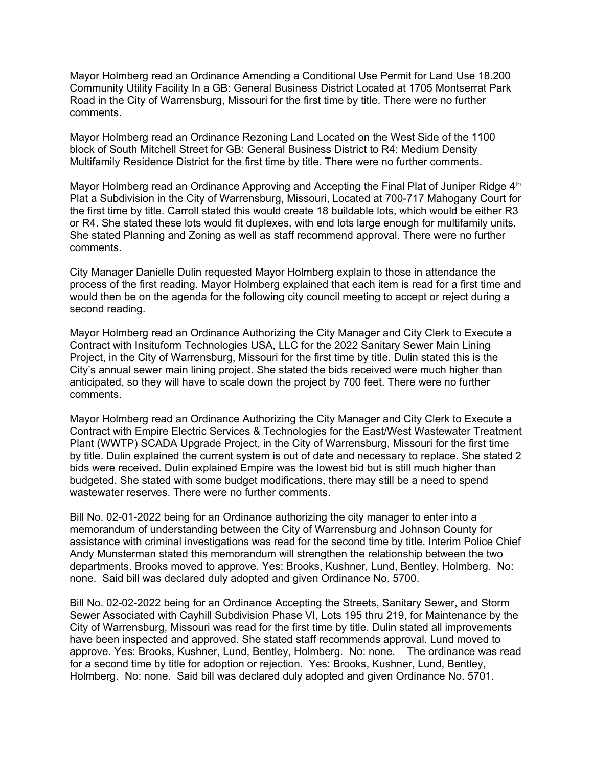Mayor Holmberg read an Ordinance Amending a Conditional Use Permit for Land Use 18.200 Community Utility Facility In a GB: General Business District Located at 1705 Montserrat Park Road in the City of Warrensburg, Missouri for the first time by title. There were no further comments.

Mayor Holmberg read an Ordinance Rezoning Land Located on the West Side of the 1100 block of South Mitchell Street for GB: General Business District to R4: Medium Density Multifamily Residence District for the first time by title. There were no further comments.

Mayor Holmberg read an Ordinance Approving and Accepting the Final Plat of Juniper Ridge 4th Plat a Subdivision in the City of Warrensburg, Missouri, Located at 700-717 Mahogany Court for the first time by title. Carroll stated this would create 18 buildable lots, which would be either R3 or R4. She stated these lots would fit duplexes, with end lots large enough for multifamily units. She stated Planning and Zoning as well as staff recommend approval. There were no further comments.

City Manager Danielle Dulin requested Mayor Holmberg explain to those in attendance the process of the first reading. Mayor Holmberg explained that each item is read for a first time and would then be on the agenda for the following city council meeting to accept or reject during a second reading.

Mayor Holmberg read an Ordinance Authorizing the City Manager and City Clerk to Execute a Contract with Insituform Technologies USA, LLC for the 2022 Sanitary Sewer Main Lining Project, in the City of Warrensburg, Missouri for the first time by title. Dulin stated this is the City's annual sewer main lining project. She stated the bids received were much higher than anticipated, so they will have to scale down the project by 700 feet. There were no further comments.

Mayor Holmberg read an Ordinance Authorizing the City Manager and City Clerk to Execute a Contract with Empire Electric Services & Technologies for the East/West Wastewater Treatment Plant (WWTP) SCADA Upgrade Project, in the City of Warrensburg, Missouri for the first time by title. Dulin explained the current system is out of date and necessary to replace. She stated 2 bids were received. Dulin explained Empire was the lowest bid but is still much higher than budgeted. She stated with some budget modifications, there may still be a need to spend wastewater reserves. There were no further comments.

Bill No. 02-01-2022 being for an Ordinance authorizing the city manager to enter into a memorandum of understanding between the City of Warrensburg and Johnson County for assistance with criminal investigations was read for the second time by title. Interim Police Chief Andy Munsterman stated this memorandum will strengthen the relationship between the two departments. Brooks moved to approve. Yes: Brooks, Kushner, Lund, Bentley, Holmberg. No: none. Said bill was declared duly adopted and given Ordinance No. 5700.

Bill No. 02-02-2022 being for an Ordinance Accepting the Streets, Sanitary Sewer, and Storm Sewer Associated with Cayhill Subdivision Phase VI, Lots 195 thru 219, for Maintenance by the City of Warrensburg, Missouri was read for the first time by title. Dulin stated all improvements have been inspected and approved. She stated staff recommends approval. Lund moved to approve. Yes: Brooks, Kushner, Lund, Bentley, Holmberg. No: none. The ordinance was read for a second time by title for adoption or rejection. Yes: Brooks, Kushner, Lund, Bentley, Holmberg. No: none. Said bill was declared duly adopted and given Ordinance No. 5701.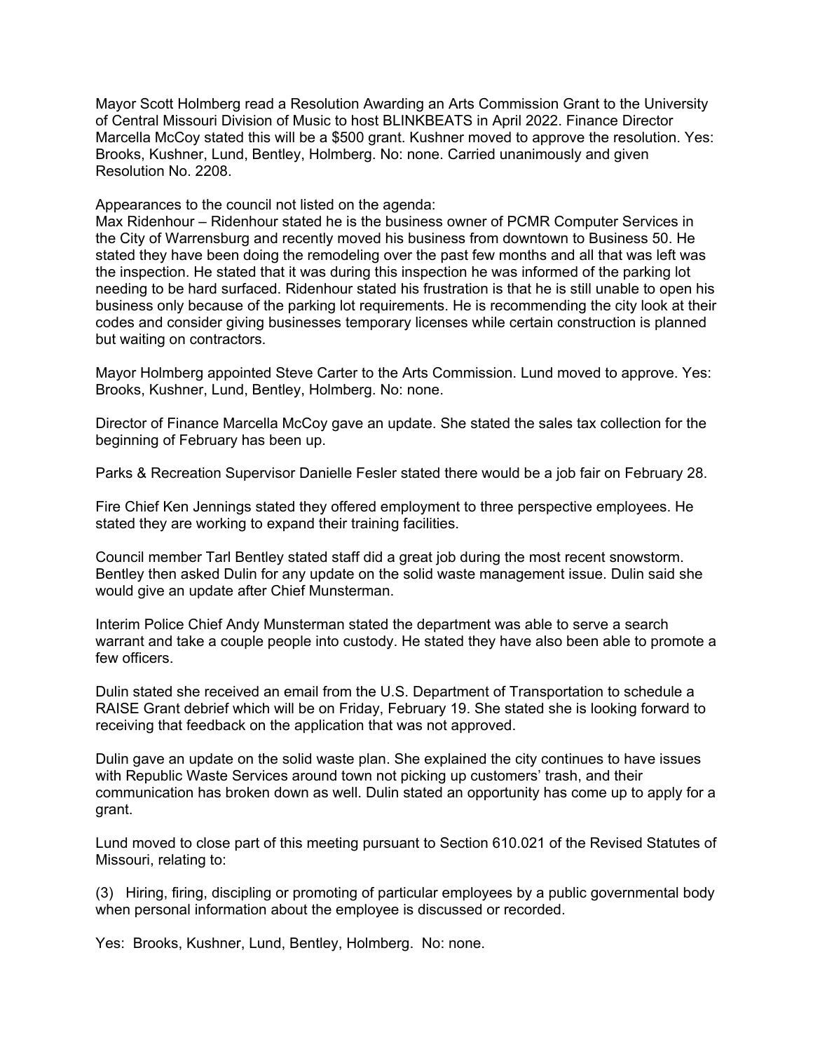Mayor Scott Holmberg read a Resolution Awarding an Arts Commission Grant to the University of Central Missouri Division of Music to host BLINKBEATS in April 2022. Finance Director Marcella McCoy stated this will be a $500 grant. Kushner moved to approve the resolution. Yes: Brooks, Kushner, Lund, Bentley, Holmberg. No: none. Carried unanimously and given Resolution No. 2208.

Appearances to the council not listed on the agenda:
Max Ridenhour – Ridenhour stated he is the business owner of PCMR Computer Services in the City of Warrensburg and recently moved his business from downtown to Business 50. He stated they have been doing the remodeling over the past few months and all that was left was the inspection. He stated that it was during this inspection he was informed of the parking lot needing to be hard surfaced. Ridenhour stated his frustration is that he is still unable to open his business only because of the parking lot requirements. He is recommending the city look at their codes and consider giving businesses temporary licenses while certain construction is planned but waiting on contractors.

Mayor Holmberg appointed Steve Carter to the Arts Commission. Lund moved to approve. Yes: Brooks, Kushner, Lund, Bentley, Holmberg. No: none.

Director of Finance Marcella McCoy gave an update. She stated the sales tax collection for the beginning of February has been up.

Parks & Recreation Supervisor Danielle Fesler stated there would be a job fair on February 28.

Fire Chief Ken Jennings stated they offered employment to three perspective employees. He stated they are working to expand their training facilities.

Council member Tarl Bentley stated staff did a great job during the most recent snowstorm. Bentley then asked Dulin for any update on the solid waste management issue. Dulin said she would give an update after Chief Munsterman.

Interim Police Chief Andy Munsterman stated the department was able to serve a search warrant and take a couple people into custody. He stated they have also been able to promote a few officers.

Dulin stated she received an email from the U.S. Department of Transportation to schedule a RAISE Grant debrief which will be on Friday, February 19. She stated she is looking forward to receiving that feedback on the application that was not approved.

Dulin gave an update on the solid waste plan. She explained the city continues to have issues with Republic Waste Services around town not picking up customers' trash, and their communication has broken down as well. Dulin stated an opportunity has come up to apply for a grant.

Lund moved to close part of this meeting pursuant to Section 610.021 of the Revised Statutes of Missouri, relating to:

(3) Hiring, firing, discipling or promoting of particular employees by a public governmental body when personal information about the employee is discussed or recorded.

Yes: Brooks, Kushner, Lund, Bentley, Holmberg. No: none.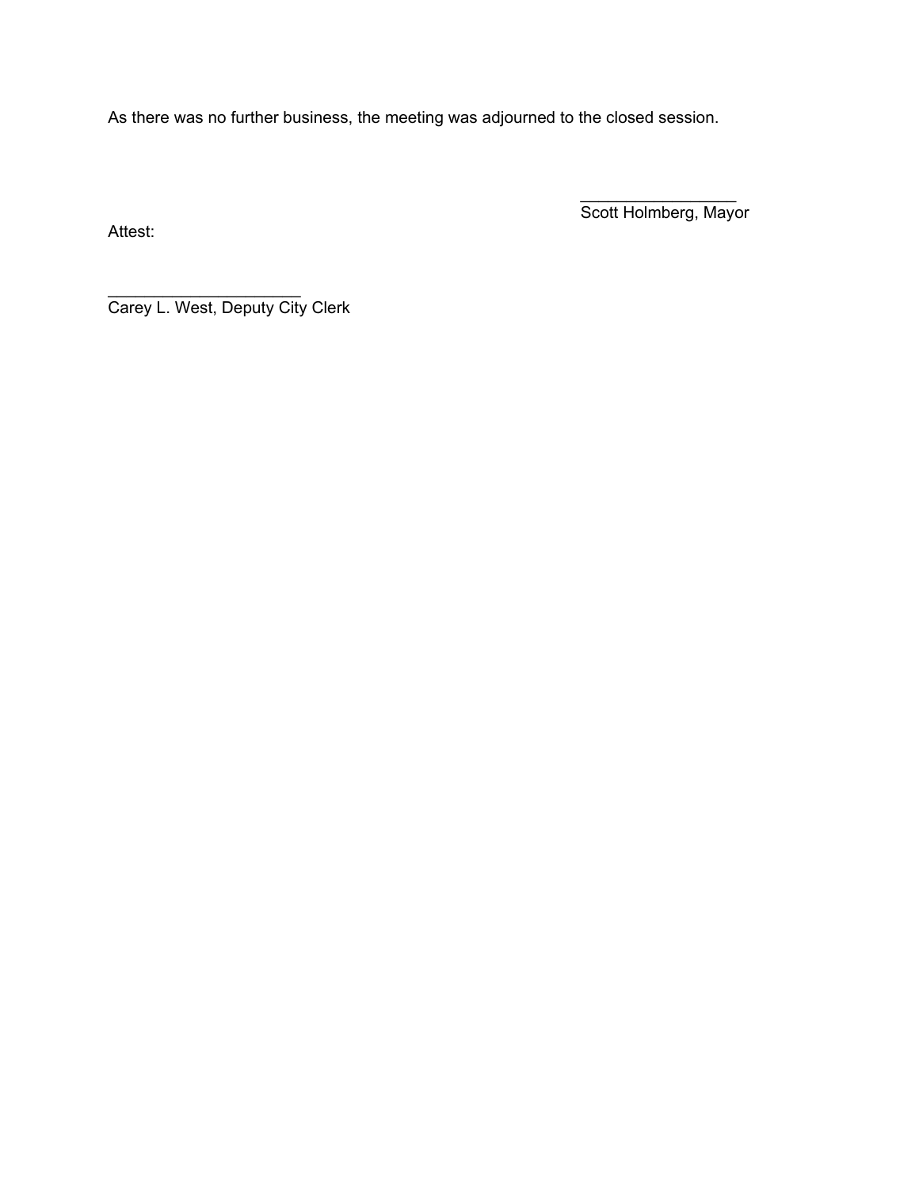As there was no further business, the meeting was adjourned to the closed session.

_________________
Scott Holmberg, Mayor

Attest:

_____________________
Carey L. West, Deputy City Clerk